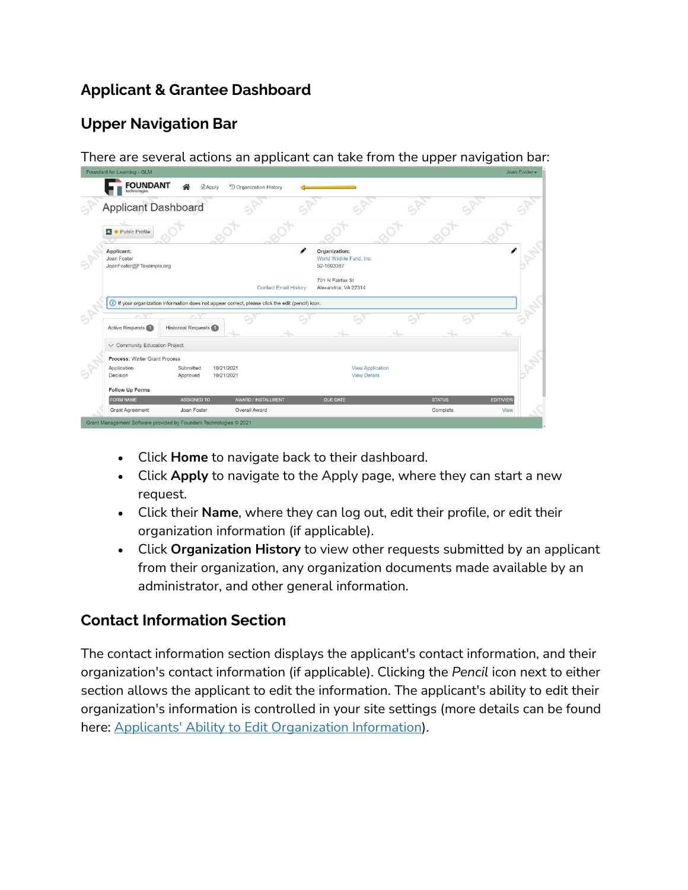# Applicant & Grantee Dashboard

## Upper Navigation Bar

There are several actions an applicant can take from the upper navigation bar:

- Click **Home** to navigate back to their dashboard.
- Click **Apply** to navigate to the Apply page, where they can start a new request.
- Click their **Name**, where they can log out, edit their profile, or edit their organization information (if applicable).
- Click **Organization History** to view other requests submitted by an applicant from their organization, any organization documents made available by an administrator, and other general information.

## Contact Information Section

The contact information section displays the applicant's contact information, and their organization's contact information (if applicable). Clicking the *Pencil* icon next to either section allows the applicant to edit the information. The applicant's ability to edit their organization's information is controlled in your site settings (more details can be found here: [Applicants' Ability to Edit Organization Information](#)).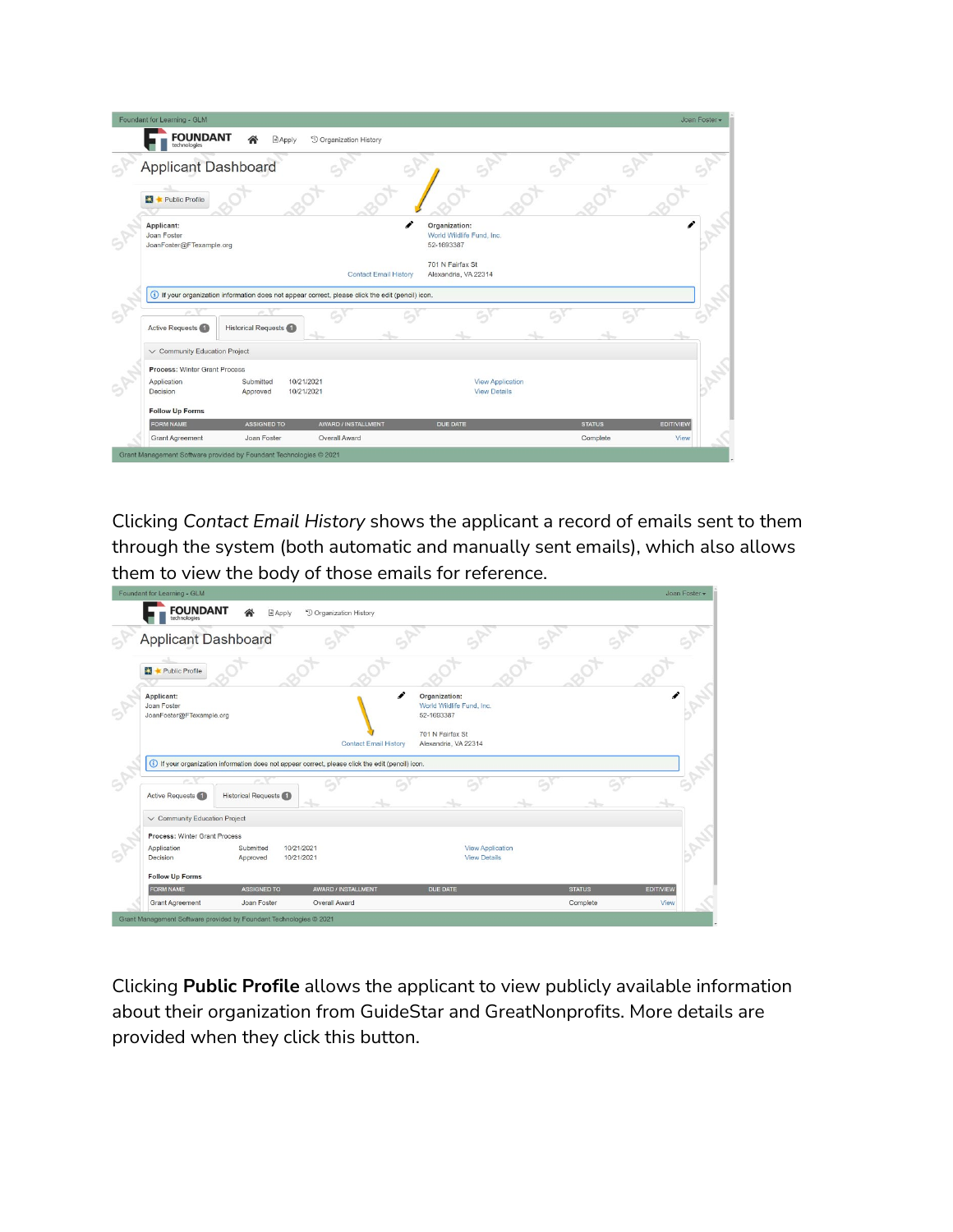Clicking *Contact Email History* shows the applicant a record of emails sent to them through the system (both automatic and manually sent emails), which also allows them to view the body of those emails for reference.

Clicking **Public Profile** allows the applicant to view publicly available information about their organization from GuideStar and GreatNonprofits. More details are provided when they click this button.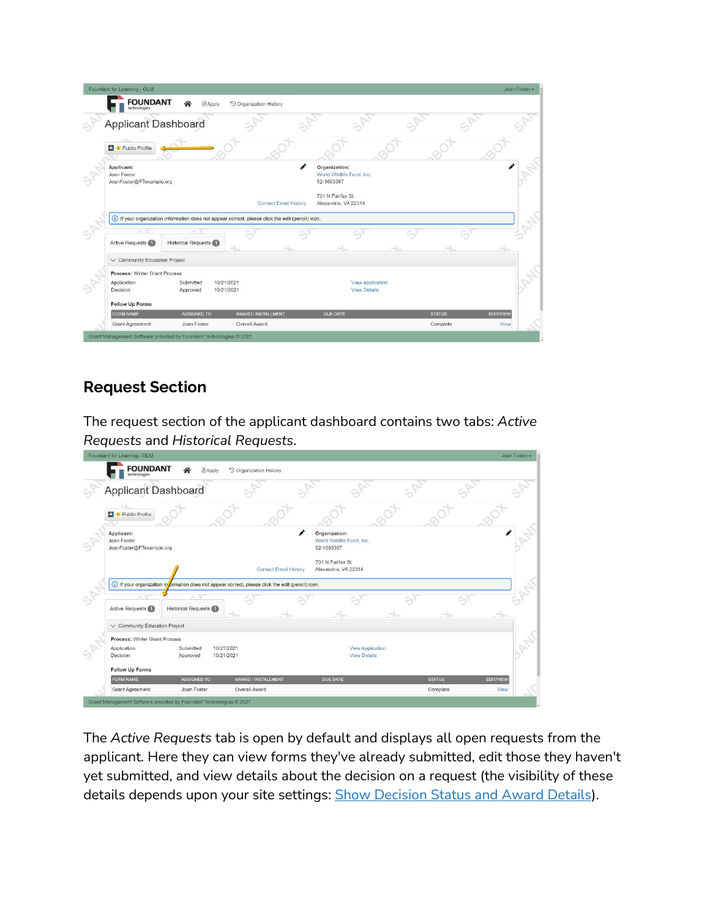## Request Section

The request section of the applicant dashboard contains two tabs: *Active Requests* and *Historical Requests*.

The *Active Requests* tab is open by default and displays all open requests from the applicant. Here they can view forms they've already submitted, edit those they haven't yet submitted, and view details about the decision on a request (the visibility of these details depends upon your site settings: Show Decision Status and Award Details).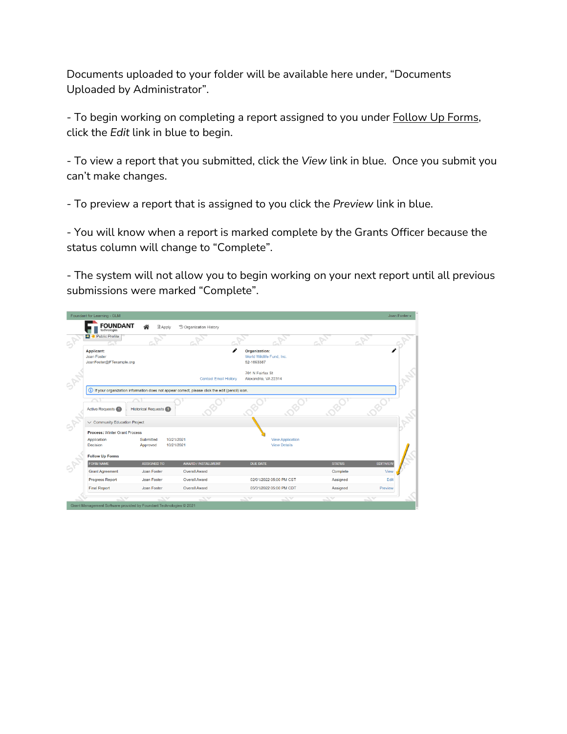Documents uploaded to your folder will be available here under, “Documents Uploaded by Administrator”.

- To begin working on completing a report assigned to you under Follow Up Forms, click the *Edit* link in blue to begin.

- To view a report that you submitted, click the *View* link in blue.  Once you submit you can’t make changes.

- To preview a report that is assigned to you click the *Preview* link in blue.

- You will know when a report is marked complete by the Grants Officer because the status column will change to “Complete”.

- The system will not allow you to begin working on your next report until all previous submissions were marked “Complete”.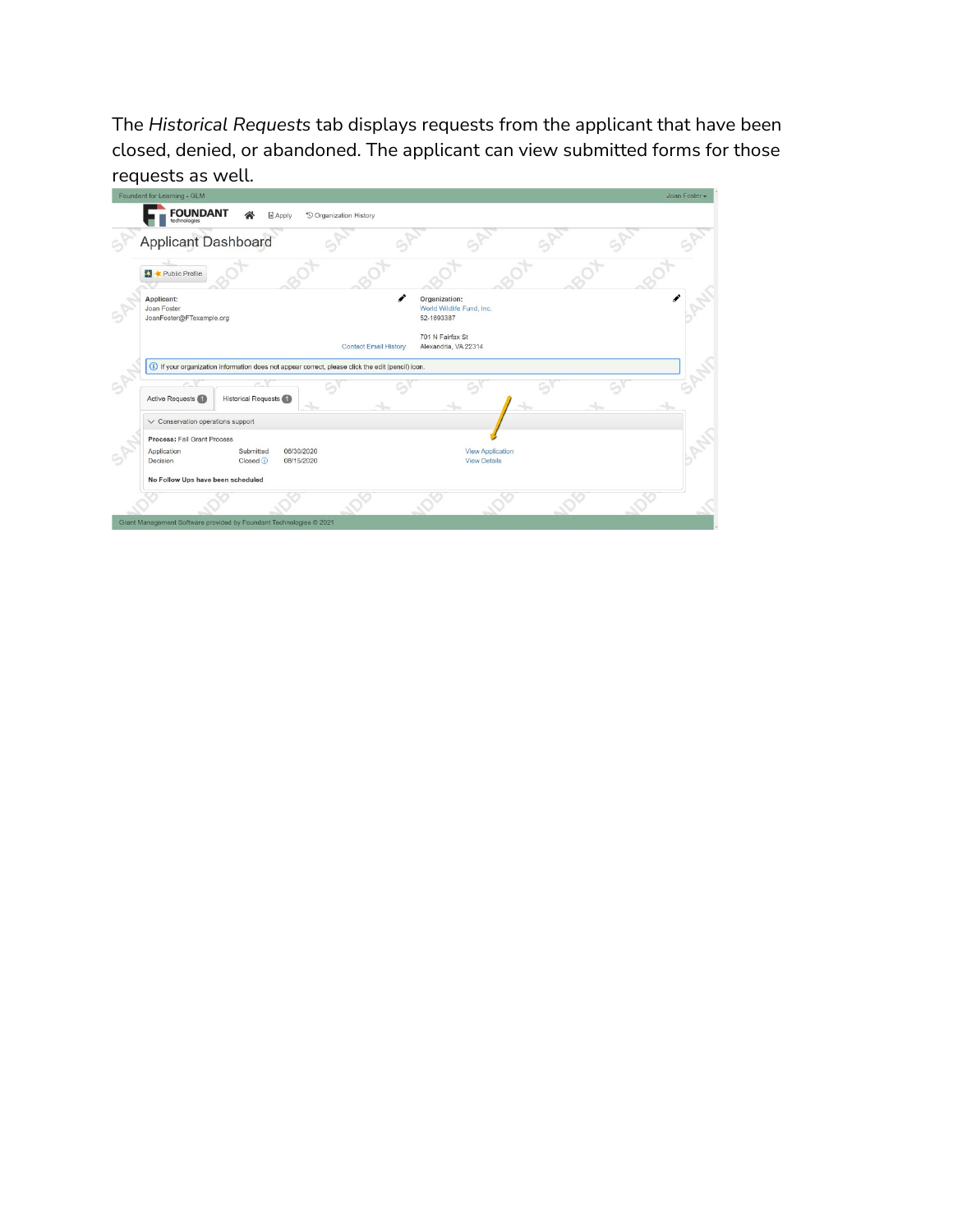The *Historical Requests* tab displays requests from the applicant that have been closed, denied, or abandoned. The applicant can view submitted forms for those requests as well.